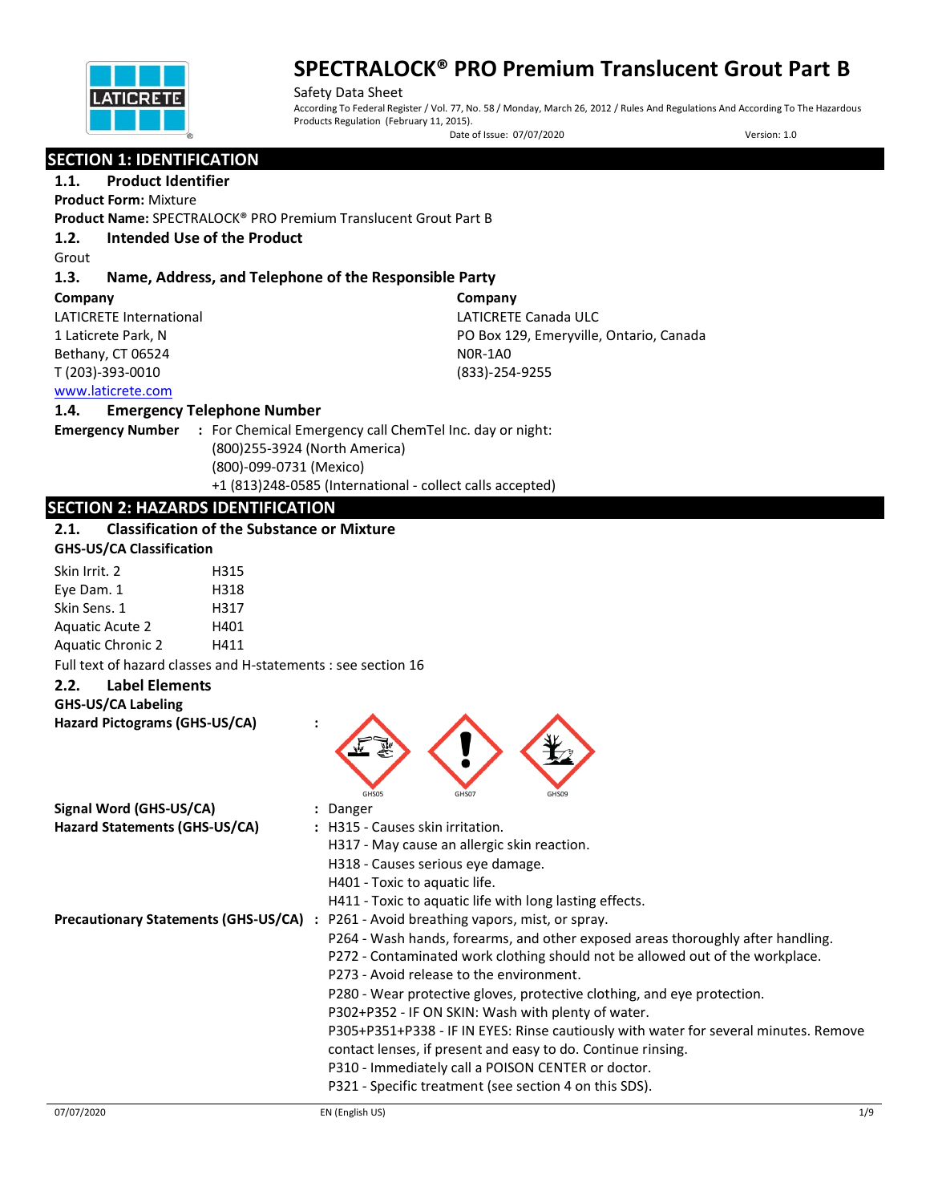# SPECTRALOCK® PRO Premium Translucent Grout Part B

Safety Data Sheet

According To Federal Register / Vol. 77, No. 58 / Monday, March 26, 2012 / Rules And Regulations And According To The Hazardous Products Regulation (February 11, 2015).

Date of Issue: 07/07/2020 Version: 1.0

## SECTION 1: IDENTIFICATION

### 1.1. Product Identifier

**Product Form:** Mixture

**Product Name:** SPECTRALOCK® PRO Premium Translucent Grout Part B

### 1.2. Intended Use of the Product

Grout

### 1.3. Name, Address, and Telephone of the Responsible Party

**Company**
LATICRETE International
1 Laticrete Park, N
Bethany, CT 06524
T (203)-393-0010
www.laticrete.com

**Company**
LATICRETE Canada ULC
PO Box 129, Emeryville, Ontario, Canada
N0R-1A0
(833)-254-9255

### 1.4. Emergency Telephone Number

**Emergency Number** : For Chemical Emergency call ChemTel Inc. day or night:
(800)255-3924 (North America)
(800)-099-0731 (Mexico)
+1 (813)248-0585 (International - collect calls accepted)

## SECTION 2: HAZARDS IDENTIFICATION

### 2.1. Classification of the Substance or Mixture

**GHS-US/CA Classification**

| | |
|---|---|
| Skin Irrit. 2 | H315 |
| Eye Dam. 1 | H318 |
| Skin Sens. 1 | H317 |
| Aquatic Acute 2 | H401 |
| Aquatic Chronic 2 | H411 |

Full text of hazard classes and H-statements : see section 16

### 2.2. Label Elements

**GHS-US/CA Labeling**

**Hazard Pictograms (GHS-US/CA)** :

GHS05 GHS07 GHS09

**Signal Word (GHS-US/CA)** : Danger

**Hazard Statements (GHS-US/CA)** : H315 - Causes skin irritation.
H317 - May cause an allergic skin reaction.
H318 - Causes serious eye damage.
H401 - Toxic to aquatic life.
H411 - Toxic to aquatic life with long lasting effects.

**Precautionary Statements (GHS-US/CA)** : P261 - Avoid breathing vapors, mist, or spray.
P264 - Wash hands, forearms, and other exposed areas thoroughly after handling.
P272 - Contaminated work clothing should not be allowed out of the workplace.
P273 - Avoid release to the environment.
P280 - Wear protective gloves, protective clothing, and eye protection.
P302+P352 - IF ON SKIN: Wash with plenty of water.
P305+P351+P338 - IF IN EYES: Rinse cautiously with water for several minutes. Remove contact lenses, if present and easy to do. Continue rinsing.
P310 - Immediately call a POISON CENTER or doctor.
P321 - Specific treatment (see section 4 on this SDS).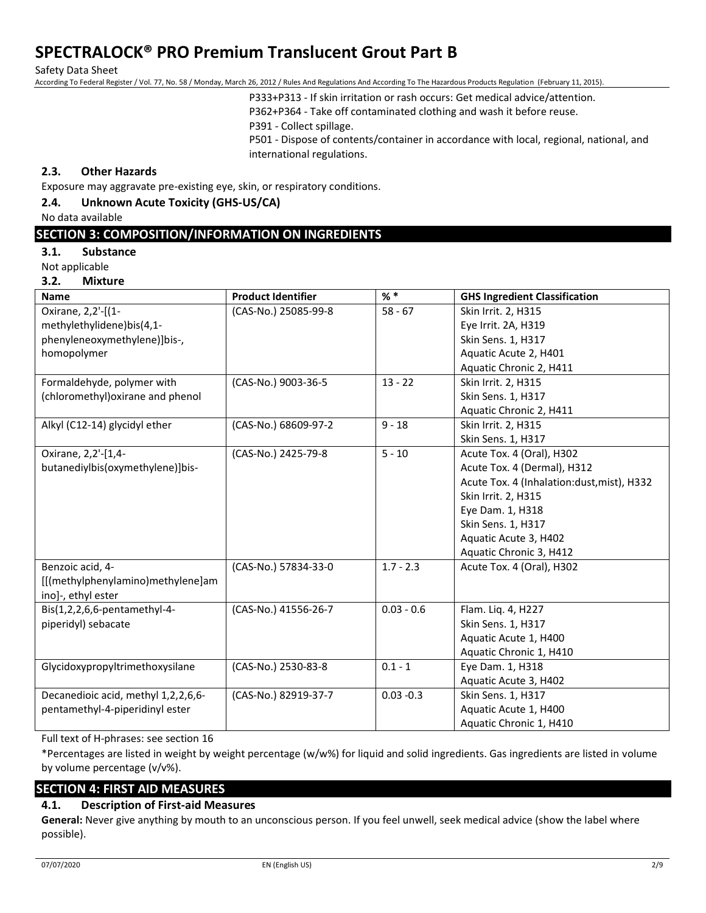P333+P313 - If skin irritation or rash occurs: Get medical advice/attention.
P362+P364 - Take off contaminated clothing and wash it before reuse.
P391 - Collect spillage.
P501 - Dispose of contents/container in accordance with local, regional, national, and international regulations.

### 2.3. Other Hazards

Exposure may aggravate pre-existing eye, skin, or respiratory conditions.

### 2.4. Unknown Acute Toxicity (GHS-US/CA)

No data available

## SECTION 3: COMPOSITION/INFORMATION ON INGREDIENTS

### 3.1. Substance

Not applicable

### 3.2. Mixture

| Name | Product Identifier | % * | GHS Ingredient Classification |
|---|---|---|---|
| Oxirane, 2,2'-[(1-methylethylidene)bis(4,1-phenyleneoxymethylene)]bis-, homopolymer | (CAS-No.) 25085-99-8 | 58 - 67 | Skin Irrit. 2, H315<br>Eye Irrit. 2A, H319<br>Skin Sens. 1, H317<br>Aquatic Acute 2, H401<br>Aquatic Chronic 2, H411 |
| Formaldehyde, polymer with (chloromethyl)oxirane and phenol | (CAS-No.) 9003-36-5 | 13 - 22 | Skin Irrit. 2, H315<br>Skin Sens. 1, H317<br>Aquatic Chronic 2, H411 |
| Alkyl (C12-14) glycidyl ether | (CAS-No.) 68609-97-2 | 9 - 18 | Skin Irrit. 2, H315<br>Skin Sens. 1, H317 |
| Oxirane, 2,2'-[1,4-butanediylbis(oxymethylene)]bis- | (CAS-No.) 2425-79-8 | 5 - 10 | Acute Tox. 4 (Oral), H302<br>Acute Tox. 4 (Dermal), H312<br>Acute Tox. 4 (Inhalation:dust,mist), H332<br>Skin Irrit. 2, H315<br>Eye Dam. 1, H318<br>Skin Sens. 1, H317<br>Aquatic Acute 3, H402<br>Aquatic Chronic 3, H412 |
| Benzoic acid, 4-[[(methylphenylamino)methylene]amino]-, ethyl ester | (CAS-No.) 57834-33-0 | 1.7 - 2.3 | Acute Tox. 4 (Oral), H302 |
| Bis(1,2,2,6,6-pentamethyl-4-piperidyl) sebacate | (CAS-No.) 41556-26-7 | 0.03 - 0.6 | Flam. Liq. 4, H227<br>Skin Sens. 1, H317<br>Aquatic Acute 1, H400<br>Aquatic Chronic 1, H410 |
| Glycidoxypropyltrimethoxysilane | (CAS-No.) 2530-83-8 | 0.1 - 1 | Eye Dam. 1, H318<br>Aquatic Acute 3, H402 |
| Decanedioic acid, methyl 1,2,2,6,6-pentamethyl-4-piperidinyl ester | (CAS-No.) 82919-37-7 | 0.03 -0.3 | Skin Sens. 1, H317<br>Aquatic Acute 1, H400<br>Aquatic Chronic 1, H410 |

Full text of H-phrases: see section 16

*Percentages are listed in weight by weight percentage (w/w%) for liquid and solid ingredients. Gas ingredients are listed in volume by volume percentage (v/v%).

## SECTION 4: FIRST AID MEASURES

### 4.1. Description of First-aid Measures

**General:** Never give anything by mouth to an unconscious person. If you feel unwell, seek medical advice (show the label where possible).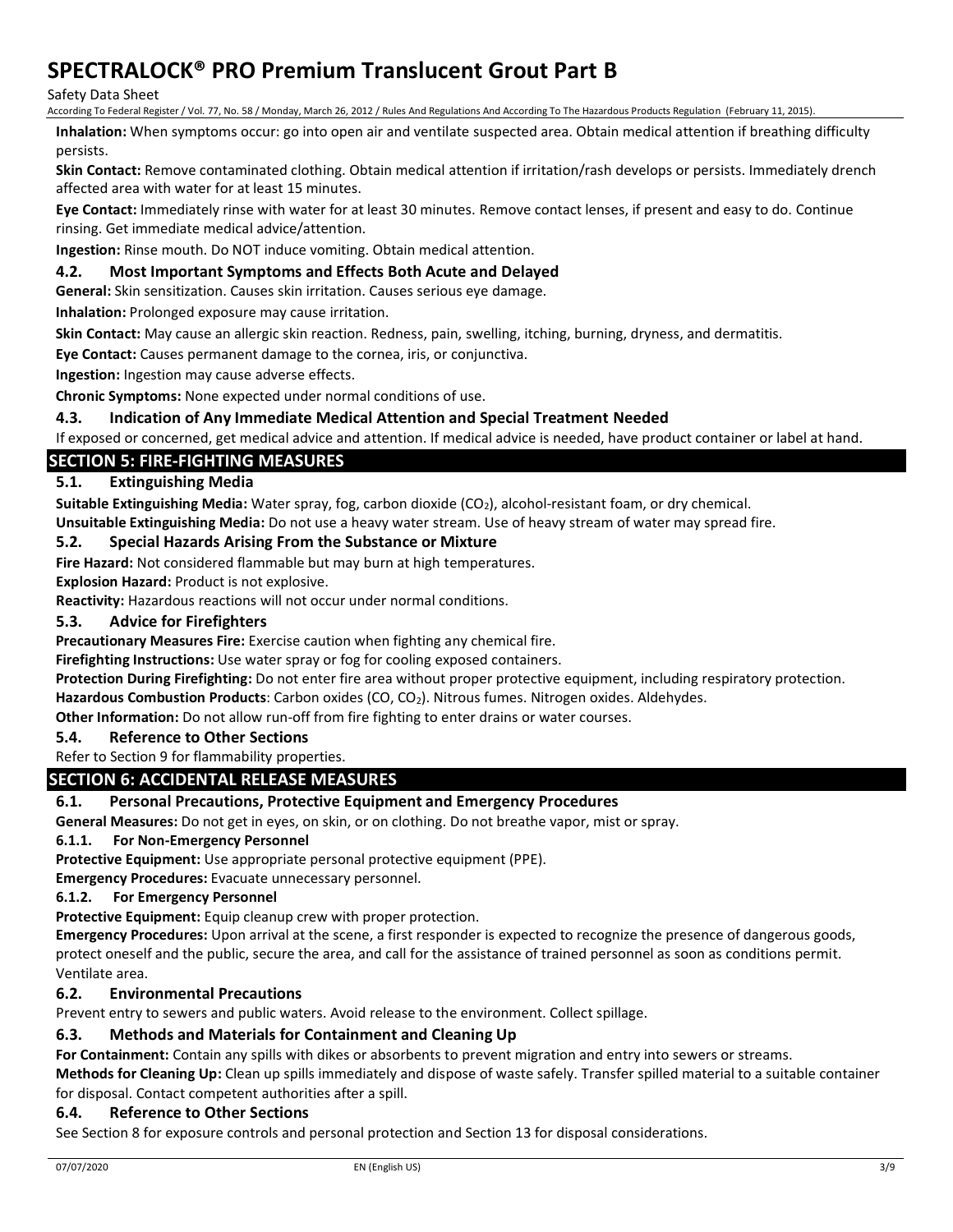**Inhalation:** When symptoms occur: go into open air and ventilate suspected area. Obtain medical attention if breathing difficulty persists.

**Skin Contact:** Remove contaminated clothing. Obtain medical attention if irritation/rash develops or persists. Immediately drench affected area with water for at least 15 minutes.

**Eye Contact:** Immediately rinse with water for at least 30 minutes. Remove contact lenses, if present and easy to do. Continue rinsing. Get immediate medical advice/attention.

**Ingestion:** Rinse mouth. Do NOT induce vomiting. Obtain medical attention.

### 4.2. Most Important Symptoms and Effects Both Acute and Delayed

**General:** Skin sensitization. Causes skin irritation. Causes serious eye damage.

**Inhalation:** Prolonged exposure may cause irritation.

**Skin Contact:** May cause an allergic skin reaction. Redness, pain, swelling, itching, burning, dryness, and dermatitis.

**Eye Contact:** Causes permanent damage to the cornea, iris, or conjunctiva.

**Ingestion:** Ingestion may cause adverse effects.

**Chronic Symptoms:** None expected under normal conditions of use.

### 4.3. Indication of Any Immediate Medical Attention and Special Treatment Needed

If exposed or concerned, get medical advice and attention. If medical advice is needed, have product container or label at hand.

## SECTION 5: FIRE-FIGHTING MEASURES

### 5.1. Extinguishing Media

**Suitable Extinguishing Media:** Water spray, fog, carbon dioxide ($CO_2$), alcohol-resistant foam, or dry chemical.

**Unsuitable Extinguishing Media:** Do not use a heavy water stream. Use of heavy stream of water may spread fire.

### 5.2. Special Hazards Arising From the Substance or Mixture

**Fire Hazard:** Not considered flammable but may burn at high temperatures.

**Explosion Hazard:** Product is not explosive.

**Reactivity:** Hazardous reactions will not occur under normal conditions.

### 5.3. Advice for Firefighters

**Precautionary Measures Fire:** Exercise caution when fighting any chemical fire.

**Firefighting Instructions:** Use water spray or fog for cooling exposed containers.

**Protection During Firefighting:** Do not enter fire area without proper protective equipment, including respiratory protection.

**Hazardous Combustion Products**: Carbon oxides ($CO$, $CO_2$). Nitrous fumes. Nitrogen oxides. Aldehydes.

**Other Information:** Do not allow run-off from fire fighting to enter drains or water courses.

### 5.4. Reference to Other Sections

Refer to Section 9 for flammability properties.

## SECTION 6: ACCIDENTAL RELEASE MEASURES

### 6.1. Personal Precautions, Protective Equipment and Emergency Procedures

**General Measures:** Do not get in eyes, on skin, or on clothing. Do not breathe vapor, mist or spray.

#### 6.1.1. For Non-Emergency Personnel

**Protective Equipment:** Use appropriate personal protective equipment (PPE).

**Emergency Procedures:** Evacuate unnecessary personnel.

#### 6.1.2. For Emergency Personnel

**Protective Equipment:** Equip cleanup crew with proper protection.

**Emergency Procedures:** Upon arrival at the scene, a first responder is expected to recognize the presence of dangerous goods, protect oneself and the public, secure the area, and call for the assistance of trained personnel as soon as conditions permit. Ventilate area.

### 6.2. Environmental Precautions

Prevent entry to sewers and public waters. Avoid release to the environment. Collect spillage.

### 6.3. Methods and Materials for Containment and Cleaning Up

**For Containment:** Contain any spills with dikes or absorbents to prevent migration and entry into sewers or streams.

**Methods for Cleaning Up:** Clean up spills immediately and dispose of waste safely. Transfer spilled material to a suitable container for disposal. Contact competent authorities after a spill.

### 6.4. Reference to Other Sections

See Section 8 for exposure controls and personal protection and Section 13 for disposal considerations.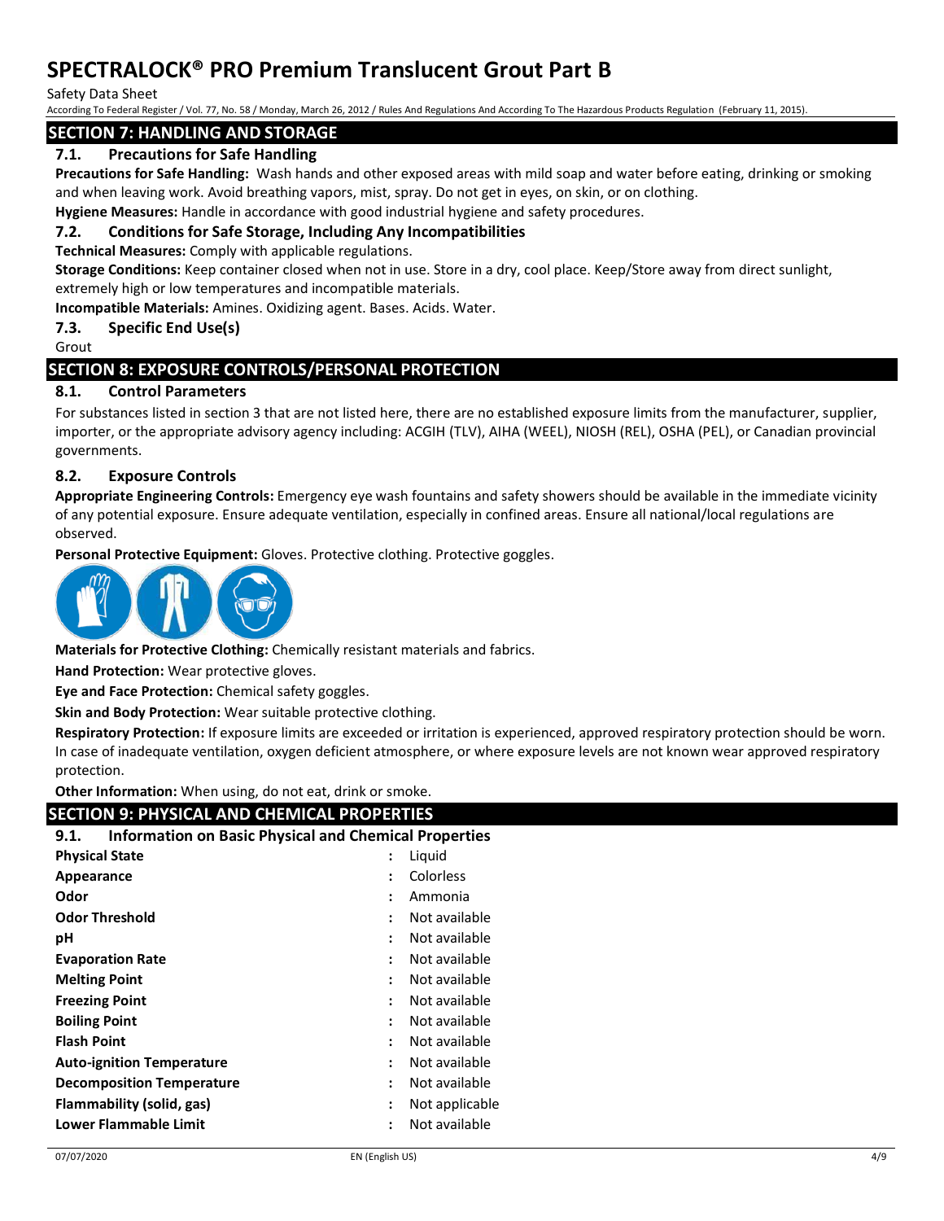## SECTION 7: HANDLING AND STORAGE

### 7.1. Precautions for Safe Handling

**Precautions for Safe Handling:** Wash hands and other exposed areas with mild soap and water before eating, drinking or smoking and when leaving work. Avoid breathing vapors, mist, spray. Do not get in eyes, on skin, or on clothing.

**Hygiene Measures:** Handle in accordance with good industrial hygiene and safety procedures.

### 7.2. Conditions for Safe Storage, Including Any Incompatibilities

**Technical Measures:** Comply with applicable regulations.

**Storage Conditions:** Keep container closed when not in use. Store in a dry, cool place. Keep/Store away from direct sunlight, extremely high or low temperatures and incompatible materials.

**Incompatible Materials:** Amines. Oxidizing agent. Bases. Acids. Water.

### 7.3. Specific End Use(s)

Grout

## SECTION 8: EXPOSURE CONTROLS/PERSONAL PROTECTION

### 8.1. Control Parameters

For substances listed in section 3 that are not listed here, there are no established exposure limits from the manufacturer, supplier, importer, or the appropriate advisory agency including: ACGIH (TLV), AIHA (WEEL), NIOSH (REL), OSHA (PEL), or Canadian provincial governments.

### 8.2. Exposure Controls

**Appropriate Engineering Controls:** Emergency eye wash fountains and safety showers should be available in the immediate vicinity of any potential exposure. Ensure adequate ventilation, especially in confined areas. Ensure all national/local regulations are observed.

**Personal Protective Equipment:** Gloves. Protective clothing. Protective goggles.

**Materials for Protective Clothing:** Chemically resistant materials and fabrics.

**Hand Protection:** Wear protective gloves.

**Eye and Face Protection:** Chemical safety goggles.

**Skin and Body Protection:** Wear suitable protective clothing.

**Respiratory Protection:** If exposure limits are exceeded or irritation is experienced, approved respiratory protection should be worn. In case of inadequate ventilation, oxygen deficient atmosphere, or where exposure levels are not known wear approved respiratory protection.

**Other Information:** When using, do not eat, drink or smoke.

## SECTION 9: PHYSICAL AND CHEMICAL PROPERTIES

### 9.1. Information on Basic Physical and Chemical Properties

| Property | Value |
|---|---|
| **Physical State** | Liquid |
| **Appearance** | Colorless |
| **Odor** | Ammonia |
| **Odor Threshold** | Not available |
| **pH** | Not available |
| **Evaporation Rate** | Not available |
| **Melting Point** | Not available |
| **Freezing Point** | Not available |
| **Boiling Point** | Not available |
| **Flash Point** | Not available |
| **Auto-ignition Temperature** | Not available |
| **Decomposition Temperature** | Not available |
| **Flammability (solid, gas)** | Not applicable |
| **Lower Flammable Limit** | Not available |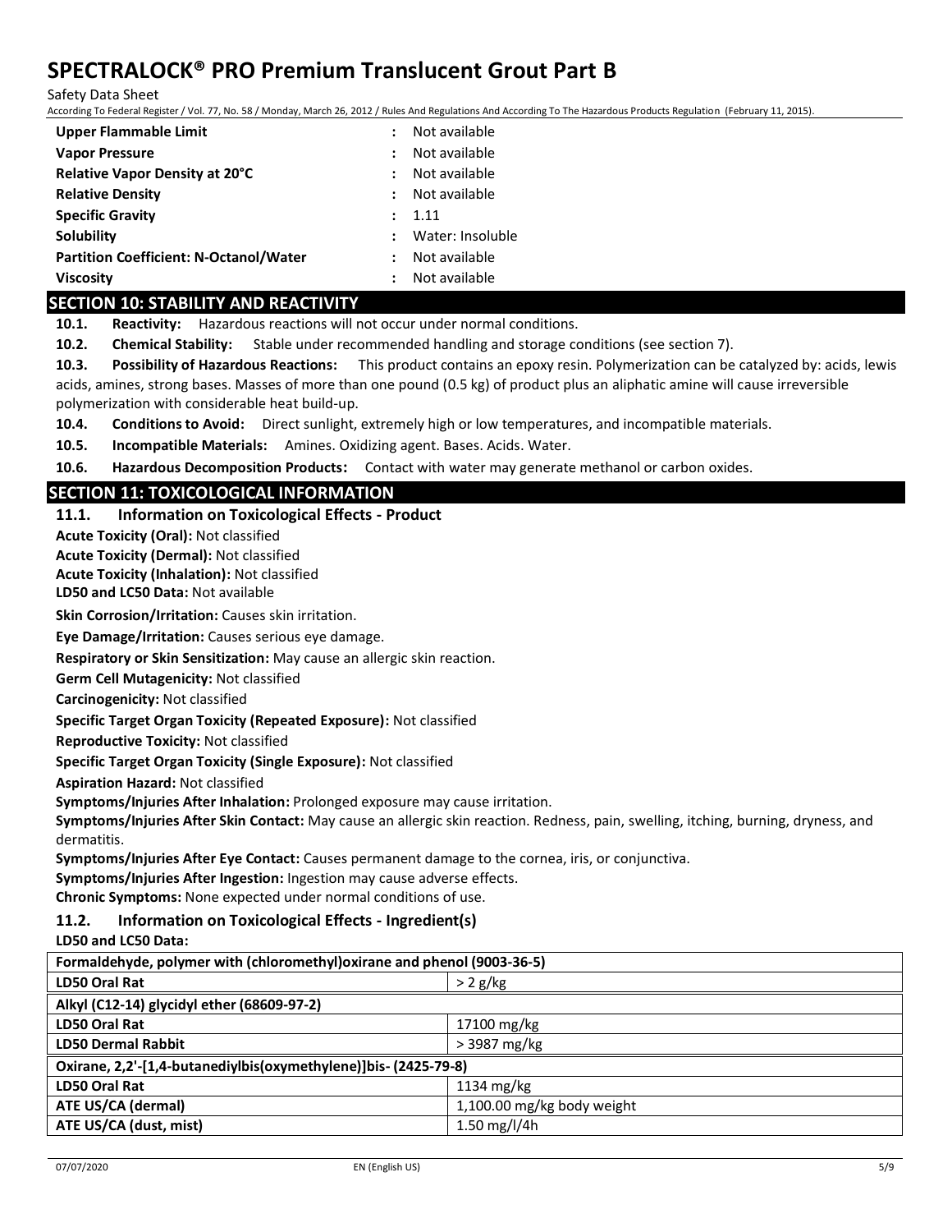| Property | | Value |
|---|---|---|
| **Upper Flammable Limit** | : | Not available |
| **Vapor Pressure** | : | Not available |
| **Relative Vapor Density at 20°C** | : | Not available |
| **Relative Density** | : | Not available |
| **Specific Gravity** | : | 1.11 |
| **Solubility** | : | Water: Insoluble |
| **Partition Coefficient: N-Octanol/Water** | : | Not available |
| **Viscosity** | : | Not available |

## SECTION 10: STABILITY AND REACTIVITY

**10.1. Reactivity:** Hazardous reactions will not occur under normal conditions.

**10.2. Chemical Stability:** Stable under recommended handling and storage conditions (see section 7).

**10.3. Possibility of Hazardous Reactions:** This product contains an epoxy resin. Polymerization can be catalyzed by: acids, lewis acids, amines, strong bases. Masses of more than one pound (0.5 kg) of product plus an aliphatic amine will cause irreversible polymerization with considerable heat build-up.

**10.4. Conditions to Avoid:** Direct sunlight, extremely high or low temperatures, and incompatible materials.

**10.5. Incompatible Materials:** Amines. Oxidizing agent. Bases. Acids. Water.

**10.6. Hazardous Decomposition Products:** Contact with water may generate methanol or carbon oxides.

## SECTION 11: TOXICOLOGICAL INFORMATION

### 11.1. Information on Toxicological Effects - Product

**Acute Toxicity (Oral):** Not classified

**Acute Toxicity (Dermal):** Not classified

**Acute Toxicity (Inhalation):** Not classified

**LD50 and LC50 Data:** Not available

**Skin Corrosion/Irritation:** Causes skin irritation.

**Eye Damage/Irritation:** Causes serious eye damage.

**Respiratory or Skin Sensitization:** May cause an allergic skin reaction.

**Germ Cell Mutagenicity:** Not classified

**Carcinogenicity:** Not classified

**Specific Target Organ Toxicity (Repeated Exposure):** Not classified

**Reproductive Toxicity:** Not classified

**Specific Target Organ Toxicity (Single Exposure):** Not classified

**Aspiration Hazard:** Not classified

**Symptoms/Injuries After Inhalation:** Prolonged exposure may cause irritation.

**Symptoms/Injuries After Skin Contact:** May cause an allergic skin reaction. Redness, pain, swelling, itching, burning, dryness, and dermatitis.

**Symptoms/Injuries After Eye Contact:** Causes permanent damage to the cornea, iris, or conjunctiva.

**Symptoms/Injuries After Ingestion:** Ingestion may cause adverse effects.

**Chronic Symptoms:** None expected under normal conditions of use.

### 11.2. Information on Toxicological Effects - Ingredient(s)

**LD50 and LC50 Data:**

| **Formaldehyde, polymer with (chloromethyl)oxirane and phenol (9003-36-5)** | |
|---|---|
| **LD50 Oral Rat** | > 2 g/kg |
| **Alkyl (C12-14) glycidyl ether (68609-97-2)** | |
| **LD50 Oral Rat** | 17100 mg/kg |
| **LD50 Dermal Rabbit** | > 3987 mg/kg |
| **Oxirane, 2,2'-[1,4-butanediylbis(oxymethylene)]bis- (2425-79-8)** | |
| **LD50 Oral Rat** | 1134 mg/kg |
| **ATE US/CA (dermal)** | 1,100.00 mg/kg body weight |
| **ATE US/CA (dust, mist)** | 1.50 mg/l/4h |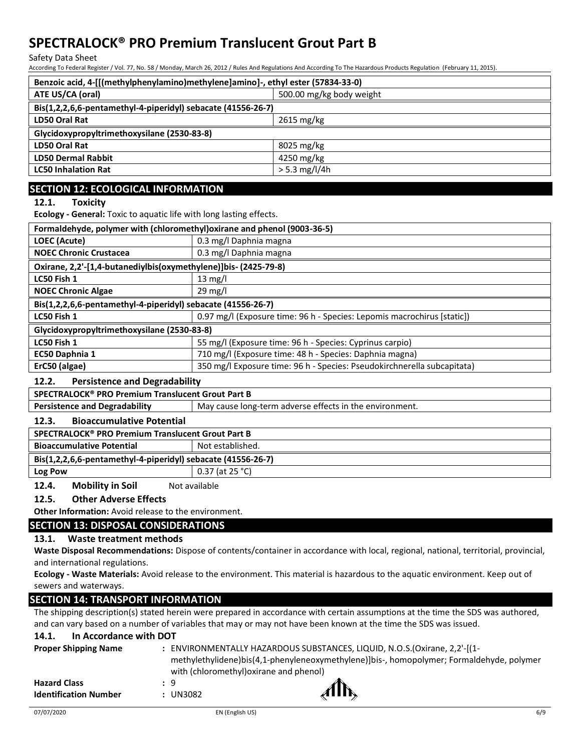| Benzoic acid, 4-[[(methylphenylamino)methylene]amino]-, ethyl ester (57834-33-0) | |
|---|---|
| ATE US/CA (oral) | 500.00 mg/kg body weight |
| **Bis(1,2,2,6,6-pentamethyl-4-piperidyl) sebacate (41556-26-7)** | |
| LD50 Oral Rat | 2615 mg/kg |
| **Glycidoxypropyltrimethoxysilane (2530-83-8)** | |
| LD50 Oral Rat | 8025 mg/kg |
| LD50 Dermal Rabbit | 4250 mg/kg |
| LC50 Inhalation Rat | > 5.3 mg/l/4h |

## SECTION 12: ECOLOGICAL INFORMATION

### 12.1. Toxicity

**Ecology - General:** Toxic to aquatic life with long lasting effects.

| Formaldehyde, polymer with (chloromethyl)oxirane and phenol (9003-36-5) | |
|---|---|
| LOEC (Acute) | 0.3 mg/l Daphnia magna |
| NOEC Chronic Crustacea | 0.3 mg/l Daphnia magna |
| **Oxirane, 2,2'-[1,4-butanediylbis(oxymethylene)]bis- (2425-79-8)** | |
| LC50 Fish 1 | 13 mg/l |
| NOEC Chronic Algae | 29 mg/l |
| **Bis(1,2,2,6,6-pentamethyl-4-piperidyl) sebacate (41556-26-7)** | |
| LC50 Fish 1 | 0.97 mg/l (Exposure time: 96 h - Species: Lepomis macrochirus [static]) |
| **Glycidoxypropyltrimethoxysilane (2530-83-8)** | |
| LC50 Fish 1 | 55 mg/l (Exposure time: 96 h - Species: Cyprinus carpio) |
| EC50 Daphnia 1 | 710 mg/l (Exposure time: 48 h - Species: Daphnia magna) |
| ErC50 (algae) | 350 mg/l Exposure time: 96 h - Species: Pseudokirchnerella subcapitata) |

### 12.2. Persistence and Degradability

| SPECTRALOCK® PRO Premium Translucent Grout Part B | |
|---|---|
| Persistence and Degradability | May cause long-term adverse effects in the environment. |

### 12.3. Bioaccumulative Potential

| SPECTRALOCK® PRO Premium Translucent Grout Part B | |
|---|---|
| Bioaccumulative Potential | Not established. |
| **Bis(1,2,2,6,6-pentamethyl-4-piperidyl) sebacate (41556-26-7)** | |
| Log Pow | 0.37 (at 25 °C) |

### 12.4. Mobility in Soil

Not available

### 12.5. Other Adverse Effects

**Other Information:** Avoid release to the environment.

## SECTION 13: DISPOSAL CONSIDERATIONS

### 13.1. Waste treatment methods

**Waste Disposal Recommendations:** Dispose of contents/container in accordance with local, regional, national, territorial, provincial, and international regulations.

**Ecology - Waste Materials:** Avoid release to the environment. This material is hazardous to the aquatic environment. Keep out of sewers and waterways.

## SECTION 14: TRANSPORT INFORMATION

The shipping description(s) stated herein were prepared in accordance with certain assumptions at the time the SDS was authored, and can vary based on a number of variables that may or may not have been known at the time the SDS was issued.

### 14.1. In Accordance with DOT

**Proper Shipping Name** : ENVIRONMENTALLY HAZARDOUS SUBSTANCES, LIQUID, N.O.S.(Oxirane, 2,2'-[(1-methylethylidene)bis(4,1-phenyleneoxymethylene)]bis-, homopolymer; Formaldehyde, polymer with (chloromethyl)oxirane and phenol)

**Hazard Class** : 9

**Identification Number** : UN3082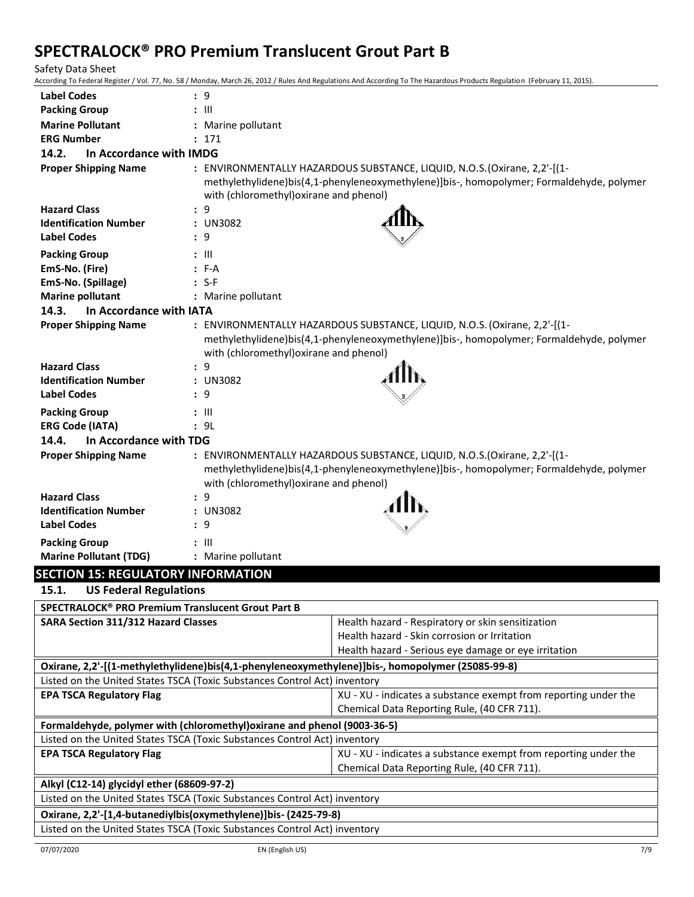| | |
|---|---|
| **Label Codes** | : 9 |
| **Packing Group** | : III |
| **Marine Pollutant** | : Marine pollutant |
| **ERG Number** | : 171 |

### 14.2. In Accordance with IMDG

| | |
|---|---|
| **Proper Shipping Name** | : ENVIRONMENTALLY HAZARDOUS SUBSTANCE, LIQUID, N.O.S.(Oxirane, 2,2'-[(1-methylethylidene)bis(4,1-phenyleneoxymethylene)]bis-, homopolymer; Formaldehyde, polymer with (chloromethyl)oxirane and phenol) |
| **Hazard Class** | : 9 |
| **Identification Number** | : UN3082 |
| **Label Codes** | : 9 |
| **Packing Group** | : III |
| **EmS-No. (Fire)** | : F-A |
| **EmS-No. (Spillage)** | : S-F |
| **Marine pollutant** | : Marine pollutant |

### 14.3. In Accordance with IATA

| | |
|---|---|
| **Proper Shipping Name** | : ENVIRONMENTALLY HAZARDOUS SUBSTANCE, LIQUID, N.O.S. (Oxirane, 2,2'-[(1-methylethylidene)bis(4,1-phenyleneoxymethylene)]bis-, homopolymer; Formaldehyde, polymer with (chloromethyl)oxirane and phenol) |
| **Hazard Class** | : 9 |
| **Identification Number** | : UN3082 |
| **Label Codes** | : 9 |
| **Packing Group** | : III |
| **ERG Code (IATA)** | : 9L |

### 14.4. In Accordance with TDG

| | |
|---|---|
| **Proper Shipping Name** | : ENVIRONMENTALLY HAZARDOUS SUBSTANCE, LIQUID, N.O.S.(Oxirane, 2,2'-[(1-methylethylidene)bis(4,1-phenyleneoxymethylene)]bis-, homopolymer; Formaldehyde, polymer with (chloromethyl)oxirane and phenol) |
| **Hazard Class** | : 9 |
| **Identification Number** | : UN3082 |
| **Label Codes** | : 9 |
| **Packing Group** | : III |
| **Marine Pollutant (TDG)** | : Marine pollutant |

## SECTION 15: REGULATORY INFORMATION

### 15.1. US Federal Regulations

| **SPECTRALOCK® PRO Premium Translucent Grout Part B** | |
|---|---|
| **SARA Section 311/312 Hazard Classes** | Health hazard - Respiratory or skin sensitization<br>Health hazard - Skin corrosion or Irritation<br>Health hazard - Serious eye damage or eye irritation |

| **Oxirane, 2,2'-[(1-methylethylidene)bis(4,1-phenyleneoxymethylene)]bis-, homopolymer (25085-99-8)** | |
|---|---|
| Listed on the United States TSCA (Toxic Substances Control Act) inventory | |
| **EPA TSCA Regulatory Flag** | XU - XU - indicates a substance exempt from reporting under the Chemical Data Reporting Rule, (40 CFR 711). |

| **Formaldehyde, polymer with (chloromethyl)oxirane and phenol (9003-36-5)** | |
|---|---|
| Listed on the United States TSCA (Toxic Substances Control Act) inventory | |
| **EPA TSCA Regulatory Flag** | XU - XU - indicates a substance exempt from reporting under the Chemical Data Reporting Rule, (40 CFR 711). |

| **Alkyl (C12-14) glycidyl ether (68609-97-2)** |
|---|
| Listed on the United States TSCA (Toxic Substances Control Act) inventory |

| **Oxirane, 2,2'-[1,4-butanediylbis(oxymethylene)]bis- (2425-79-8)** |
|---|
| Listed on the United States TSCA (Toxic Substances Control Act) inventory |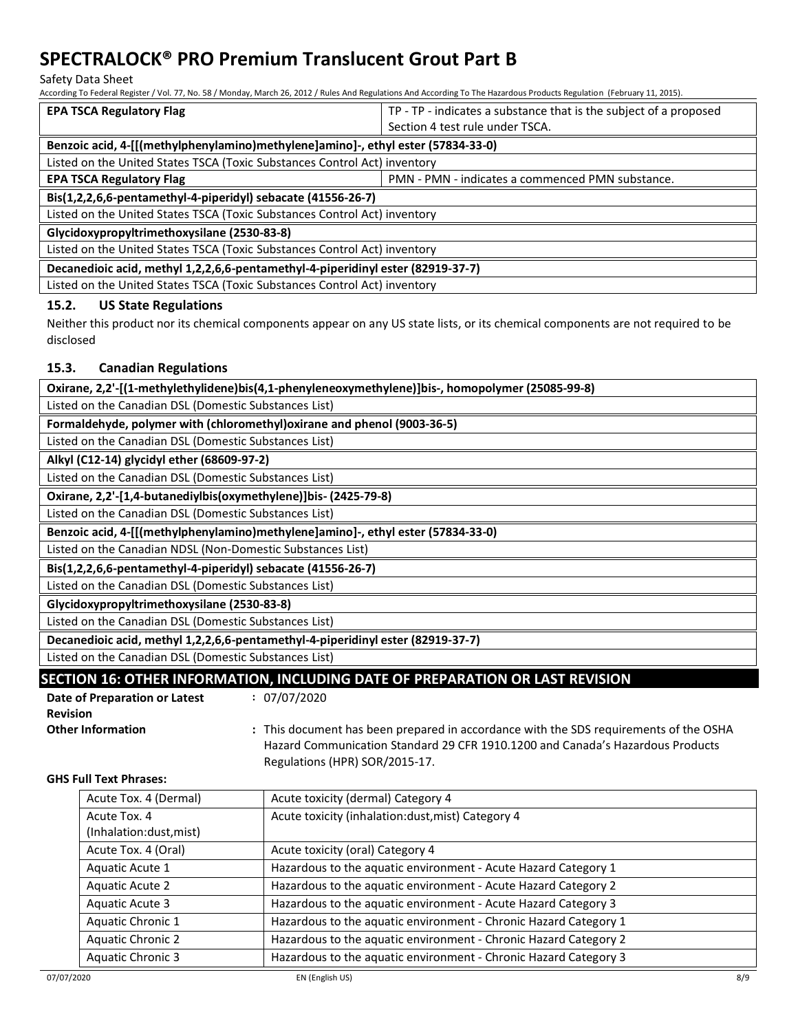| EPA TSCA Regulatory Flag | TP - TP - indicates a substance that is the subject of a proposed Section 4 test rule under TSCA. |
|---|---|

| **Benzoic acid, 4-[[(methylphenylamino)methylene]amino]-, ethyl ester (57834-33-0)** | |
|---|---|
| Listed on the United States TSCA (Toxic Substances Control Act) inventory | |
| **EPA TSCA Regulatory Flag** | PMN - PMN - indicates a commenced PMN substance. |

| **Bis(1,2,2,6,6-pentamethyl-4-piperidyl) sebacate (41556-26-7)** |
|---|
| Listed on the United States TSCA (Toxic Substances Control Act) inventory |

| **Glycidoxypropyltrimethoxysilane (2530-83-8)** |
|---|
| Listed on the United States TSCA (Toxic Substances Control Act) inventory |

| **Decanedioic acid, methyl 1,2,2,6,6-pentamethyl-4-piperidinyl ester (82919-37-7)** |
|---|
| Listed on the United States TSCA (Toxic Substances Control Act) inventory |

### 15.2. US State Regulations

Neither this product nor its chemical components appear on any US state lists, or its chemical components are not required to be disclosed

### 15.3. Canadian Regulations

| **Oxirane, 2,2'-[(1-methylethylidene)bis(4,1-phenyleneoxymethylene)]bis-, homopolymer (25085-99-8)** |
|---|
| Listed on the Canadian DSL (Domestic Substances List) |

| **Formaldehyde, polymer with (chloromethyl)oxirane and phenol (9003-36-5)** |
|---|
| Listed on the Canadian DSL (Domestic Substances List) |

| **Alkyl (C12-14) glycidyl ether (68609-97-2)** |
|---|
| Listed on the Canadian DSL (Domestic Substances List) |

| **Oxirane, 2,2'-[1,4-butanediylbis(oxymethylene)]bis- (2425-79-8)** |
|---|
| Listed on the Canadian DSL (Domestic Substances List) |

| **Benzoic acid, 4-[[(methylphenylamino)methylene]amino]-, ethyl ester (57834-33-0)** |
|---|
| Listed on the Canadian NDSL (Non-Domestic Substances List) |

| **Bis(1,2,2,6,6-pentamethyl-4-piperidyl) sebacate (41556-26-7)** |
|---|
| Listed on the Canadian DSL (Domestic Substances List) |

| **Glycidoxypropyltrimethoxysilane (2530-83-8)** |
|---|
| Listed on the Canadian DSL (Domestic Substances List) |

| **Decanedioic acid, methyl 1,2,2,6,6-pentamethyl-4-piperidinyl ester (82919-37-7)** |
|---|
| Listed on the Canadian DSL (Domestic Substances List) |

## SECTION 16: OTHER INFORMATION, INCLUDING DATE OF PREPARATION OR LAST REVISION

**Date of Preparation or Latest Revision** : 07/07/2020

**Other Information** : This document has been prepared in accordance with the SDS requirements of the OSHA Hazard Communication Standard 29 CFR 1910.1200 and Canada's Hazardous Products Regulations (HPR) SOR/2015-17.

**GHS Full Text Phrases:**

| | |
|---|---|
| Acute Tox. 4 (Dermal) | Acute toxicity (dermal) Category 4 |
| Acute Tox. 4 (Inhalation:dust,mist) | Acute toxicity (inhalation:dust,mist) Category 4 |
| Acute Tox. 4 (Oral) | Acute toxicity (oral) Category 4 |
| Aquatic Acute 1 | Hazardous to the aquatic environment - Acute Hazard Category 1 |
| Aquatic Acute 2 | Hazardous to the aquatic environment - Acute Hazard Category 2 |
| Aquatic Acute 3 | Hazardous to the aquatic environment - Acute Hazard Category 3 |
| Aquatic Chronic 1 | Hazardous to the aquatic environment - Chronic Hazard Category 1 |
| Aquatic Chronic 2 | Hazardous to the aquatic environment - Chronic Hazard Category 2 |
| Aquatic Chronic 3 | Hazardous to the aquatic environment - Chronic Hazard Category 3 |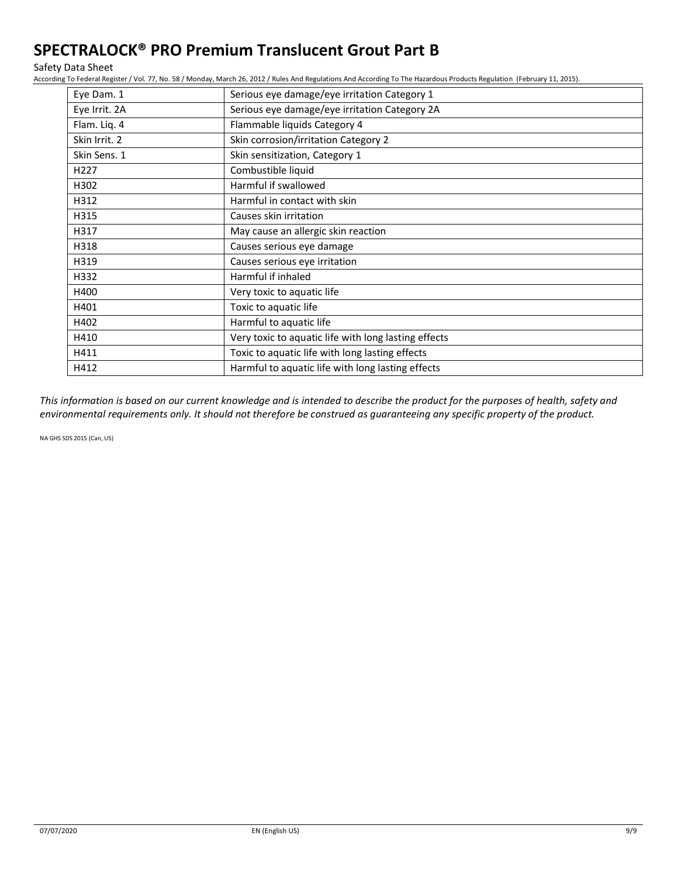| | |
|---|---|
| Eye Dam. 1 | Serious eye damage/eye irritation Category 1 |
| Eye Irrit. 2A | Serious eye damage/eye irritation Category 2A |
| Flam. Liq. 4 | Flammable liquids Category 4 |
| Skin Irrit. 2 | Skin corrosion/irritation Category 2 |
| Skin Sens. 1 | Skin sensitization, Category 1 |
| H227 | Combustible liquid |
| H302 | Harmful if swallowed |
| H312 | Harmful in contact with skin |
| H315 | Causes skin irritation |
| H317 | May cause an allergic skin reaction |
| H318 | Causes serious eye damage |
| H319 | Causes serious eye irritation |
| H332 | Harmful if inhaled |
| H400 | Very toxic to aquatic life |
| H401 | Toxic to aquatic life |
| H402 | Harmful to aquatic life |
| H410 | Very toxic to aquatic life with long lasting effects |
| H411 | Toxic to aquatic life with long lasting effects |
| H412 | Harmful to aquatic life with long lasting effects |

*This information is based on our current knowledge and is intended to describe the product for the purposes of health, safety and environmental requirements only. It should not therefore be construed as guaranteeing any specific property of the product.*

NA GHS SDS 2015 (Can, US)